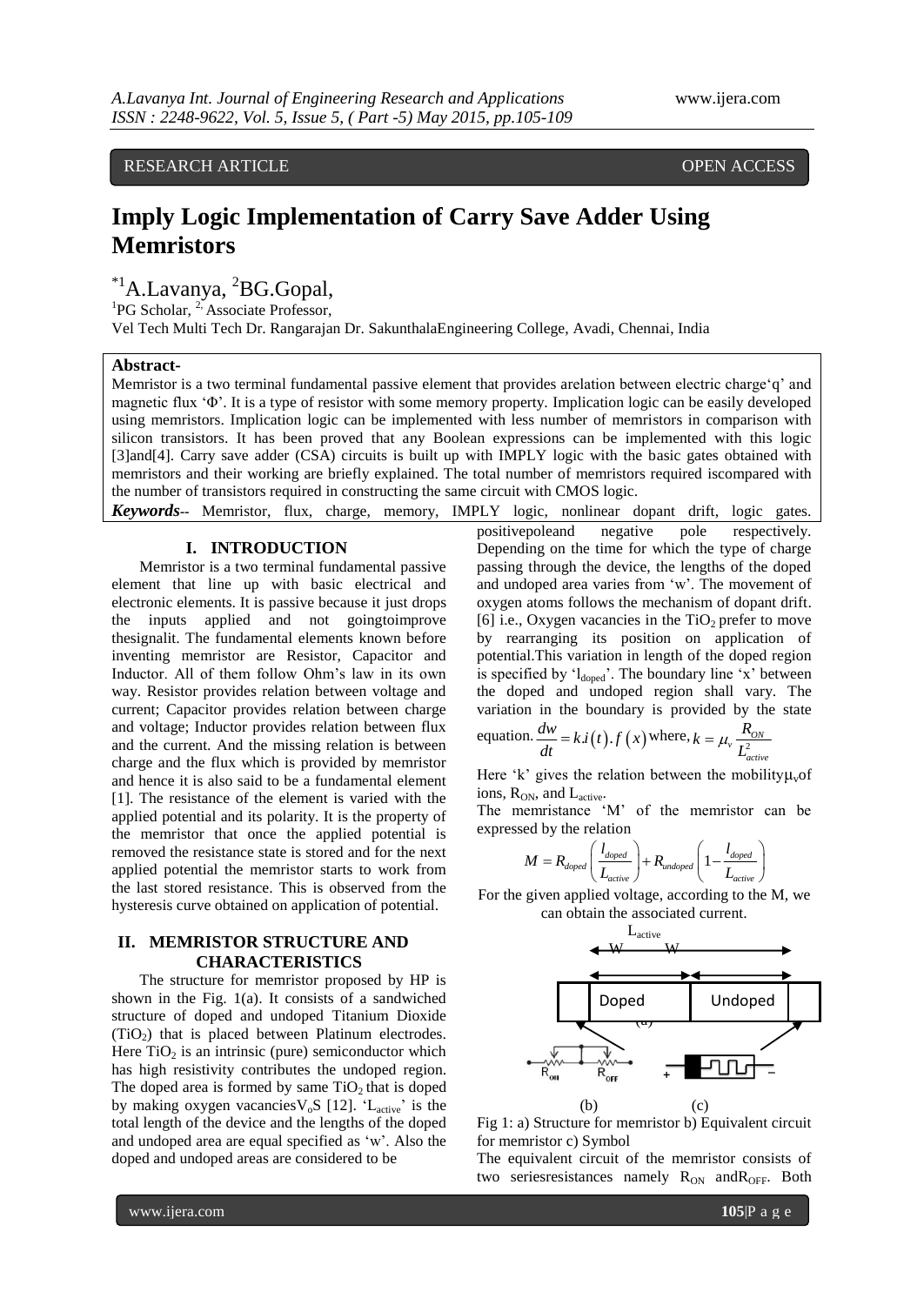RESEARCH ARTICLE OPEN ACCESS

# Imply Logic Implementation of Carry Save Adder Using Memristors

*[1]A.Lavanya, [2]BG.Gopal,

[1]PG Scholar, [2] Associate Professor,

Vel Tech Multi Tech Dr. Rangarajan Dr. SakunthalaEngineering College, Avadi, Chennai, India

**Abstract-**

Memristor is a two terminal fundamental passive element that provides arelation between electric charge'q' and magnetic flux 'Φ'. It is a type of resistor with some memory property. Implication logic can be easily developed using memristors. Implication logic can be implemented with less number of memristors in comparison with silicon transistors. It has been proved that any Boolean expressions can be implemented with this logic [3]and[4]. Carry save adder (CSA) circuits is built up with IMPLY logic with the basic gates obtained with memristors and their working are briefly explained. The total number of memristors required iscompared with the number of transistors required in constructing the same circuit with CMOS logic.

***Keywords**--* Memristor, flux, charge, memory, IMPLY logic, nonlinear dopant drift, logic gates.

## I. INTRODUCTION

Memristor is a two terminal fundamental passive element that line up with basic electrical and electronic elements. It is passive because it just drops the inputs applied and not goingtoimprove thesignalit. The fundamental elements known before inventing memristor are Resistor, Capacitor and Inductor. All of them follow Ohm's law in its own way. Resistor provides relation between voltage and current; Capacitor provides relation between charge and voltage; Inductor provides relation between flux and the current. And the missing relation is between charge and the flux which is provided by memristor and hence it is also said to be a fundamental element [1]. The resistance of the element is varied with the applied potential and its polarity. It is the property of the memristor that once the applied potential is removed the resistance state is stored and for the next applied potential the memristor starts to work from the last stored resistance. This is observed from the hysteresis curve obtained on application of potential.

## II. MEMRISTOR STRUCTURE AND CHARACTERISTICS

The structure for memristor proposed by HP is shown in the Fig. 1(a). It consists of a sandwiched structure of doped and undoped Titanium Dioxide ($TiO_2$) that is placed between Platinum electrodes. Here $TiO_2$ is an intrinsic (pure) semiconductor which has high resistivity contributes the undoped region. The doped area is formed by same $TiO_2$ that is doped by making oxygen vacancies$V_oS$ [12]. '$L_{active}$' is the total length of the device and the lengths of the doped and undoped area are equal specified as 'w'. Also the doped and undoped areas are considered to be positivepoleand negative pole respectively. Depending on the time for which the type of charge passing through the device, the lengths of the doped and undoped area varies from 'w'. The movement of oxygen atoms follows the mechanism of dopant drift. [6] i.e., Oxygen vacancies in the $TiO_2$ prefer to move by rearranging its position on application of potential.This variation in length of the doped region is specified by '$l_{doped}$'. The boundary line 'x' between the doped and undoped region shall vary. The variation in the boundary is provided by the state equation. $\frac{dw}{dt} = k.i(t).f(x)$ where, $k = \mu_v \frac{R_{ON}}{L_{active}^2}$

Here 'k' gives the relation between the mobility$\mu_v$of ions, $R_{ON}$, and $L_{active}$.

The memristance 'M' of the memristor can be expressed by the relation

$$M = R_{doped}\left(\frac{l_{doped}}{L_{active}}\right) + R_{undoped}\left(1 - \frac{l_{doped}}{L_{active}}\right)$$

For the given applied voltage, according to the M, we can obtain the associated current.

Fig 1: a) Structure for memristor b) Equivalent circuit for memristor c) Symbol

The equivalent circuit of the memristor consists of two seriesresistances namely $R_{ON}$ and$R_{OFF}$. Both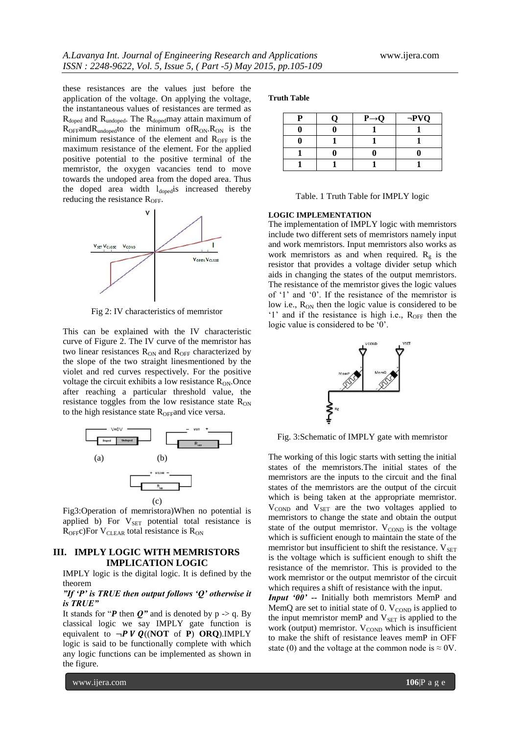these resistances are the values just before the application of the voltage. On applying the voltage, the instantaneous values of resistances are termed as $R_{doped}$ and $R_{undoped}$. The $R_{doped}$may attain maximum of $R_{OFF}$and$R_{undoped}$to the minimum of$R_{ON}$.$R_{ON}$ is the minimum resistance of the element and $R_{OFF}$ is the maximum resistance of the element. For the applied positive potential to the positive terminal of the memristor, the oxygen vacancies tend to move towards the undoped area from the doped area. Thus the doped area width $l_{doped}$is increased thereby reducing the resistance $R_{OFF}$.

Fig 2: IV characteristics of memristor

This can be explained with the IV characteristic curve of Figure 2. The IV curve of the memristor has two linear resistances $R_{ON}$ and $R_{OFF}$ characterized by the slope of the two straight linesmentioned by the violet and red curves respectively. For the positive voltage the circuit exhibits a low resistance $R_{ON}$.Once after reaching a particular threshold value, the resistance toggles from the low resistance state $R_{ON}$ to the high resistance state $R_{OFF}$and vice versa.

Fig3:Operation of memristora)When no potential is applied b) For $V_{SET}$ potential total resistance is $R_{OFF}$c)For $V_{CLEAR}$ total resistance is $R_{ON}$

## III. IMPLY LOGIC WITH MEMRISTORS IMPLICATION LOGIC

IMPLY logic is the digital logic. It is defined by the theorem

***"If 'P' is TRUE then output follows 'Q' otherwise it is TRUE"***

It stands for "***P*** then ***Q"*** and is denoted by p -> q. By classical logic we say IMPLY gate function is equivalent to $\neg P \vee Q$((**NOT** of **P**) **ORQ**).IMPLY logic is said to be functionally complete with which any logic functions can be implemented as shown in the figure.

**Truth Table**

| P | Q | P→Q | ¬PVQ |
|---|---|---|---|
| 0 | 0 | 1 | 1 |
| 0 | 1 | 1 | 1 |
| 1 | 0 | 0 | 0 |
| 1 | 1 | 1 | 1 |

Table. 1 Truth Table for IMPLY logic

**LOGIC IMPLEMENTATION**

The implementation of IMPLY logic with memristors include two different sets of memristors namely input and work memristors. Input memristors also works as work memristors as and when required. $R_g$ is the resistor that provides a voltage divider setup which aids in changing the states of the output memristors. The resistance of the memristor gives the logic values of '1' and '0'. If the resistance of the memristor is low i.e., $R_{ON}$ then the logic value is considered to be '1' and if the resistance is high i.e., $R_{OFF}$ then the logic value is considered to be '0'.

Fig. 3:Schematic of IMPLY gate with memristor

The working of this logic starts with setting the initial states of the memristors.The initial states of the memristors are the inputs to the circuit and the final states of the memristors are the output of the circuit which is being taken at the appropriate memristor. $V_{COND}$ and $V_{SET}$ are the two voltages applied to memristors to change the state and obtain the output state of the output memristor. $V_{COND}$ is the voltage which is sufficient enough to maintain the state of the memristor but insufficient to shift the resistance. $V_{SET}$ is the voltage which is sufficient enough to shift the resistance of the memristor. This is provided to the work memristor or the output memristor of the circuit which requires a shift of resistance with the input.

***Input '00' --*** Initially both memristors MemP and MemQ are set to initial state of 0. $V_{COND}$ is applied to the input memristor memP and $V_{SET}$ is applied to the work (output) memristor. $V_{COND}$ which is insufficient to make the shift of resistance leaves memP in OFF state (0) and the voltage at the common node is ≈ 0V.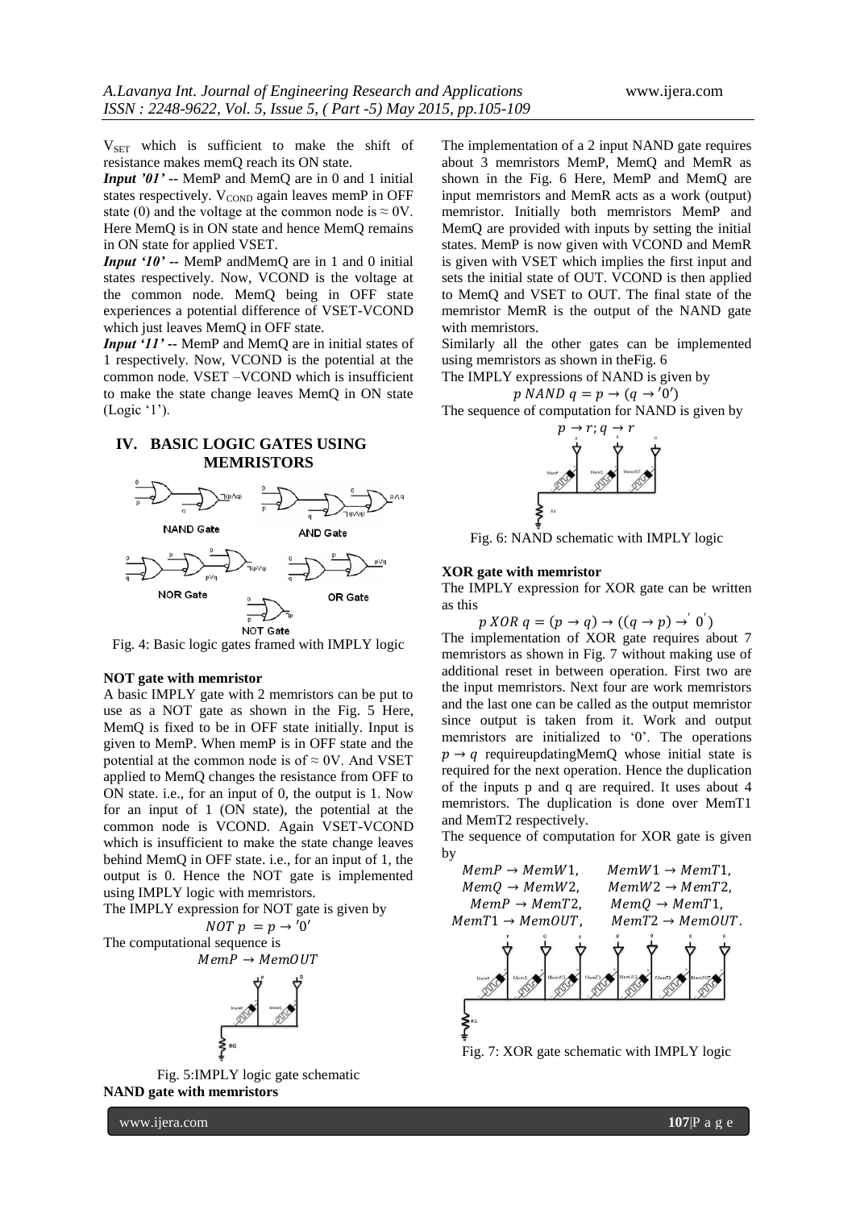$V_{SET}$ which is sufficient to make the shift of resistance makes memQ reach its ON state.

***Input '01'*** -- MemP and MemQ are in 0 and 1 initial states respectively. $V_{COND}$ again leaves memP in OFF state (0) and the voltage at the common node is ≈ 0V. Here MemQ is in ON state and hence MemQ remains in ON state for applied VSET.

***Input '10'*** -- MemP andMemQ are in 1 and 0 initial states respectively. Now, VCOND is the voltage at the common node. MemQ being in OFF state experiences a potential difference of VSET-VCOND which just leaves MemQ in OFF state.

***Input '11'*** -- MemP and MemQ are in initial states of 1 respectively. Now, VCOND is the potential at the common node. VSET –VCOND which is insufficient to make the state change leaves MemQ in ON state (Logic '1').

## IV. BASIC LOGIC GATES USING MEMRISTORS

Fig. 4: Basic logic gates framed with IMPLY logic

**NOT gate with memristor**

A basic IMPLY gate with 2 memristors can be put to use as a NOT gate as shown in the Fig. 5 Here, MemQ is fixed to be in OFF state initially. Input is given to MemP. When memP is in OFF state and the potential at the common node is of ≈ 0V. And VSET applied to MemQ changes the resistance from OFF to ON state. i.e., for an input of 0, the output is 1. Now for an input of 1 (ON state), the potential at the common node is VCOND. Again VSET-VCOND which is insufficient to make the state change leaves behind MemQ in OFF state. i.e., for an input of 1, the output is 0. Hence the NOT gate is implemented using IMPLY logic with memristors.

The IMPLY expression for NOT gate is given by

$$NOT\ p\ = p \rightarrow '0'$$

The computational sequence is

$$MemP \rightarrow MemOUT$$

Fig. 5:IMPLY logic gate schematic

**NAND gate with memristors**

The implementation of a 2 input NAND gate requires about 3 memristors MemP, MemQ and MemR as shown in the Fig. 6 Here, MemP and MemQ are input memristors and MemR acts as a work (output) memristor. Initially both memristors MemP and MemQ are provided with inputs by setting the initial states. MemP is now given with VCOND and MemR is given with VSET which implies the first input and sets the initial state of OUT. VCOND is then applied to MemQ and VSET to OUT. The final state of the memristor MemR is the output of the NAND gate with memristors.

Similarly all the other gates can be implemented using memristors as shown in theFig. 6

The IMPLY expressions of NAND is given by

$$p\ NAND\ q = p \rightarrow (q \rightarrow '0')$$

The sequence of computation for NAND is given by

$$p \rightarrow r; q \rightarrow r$$

Fig. 6: NAND schematic with IMPLY logic

**XOR gate with memristor**

The IMPLY expression for XOR gate can be written as this

$$p\ XOR\ q = (p \rightarrow q) \rightarrow ((q \rightarrow p) \rightarrow '\ 0')$$

The implementation of XOR gate requires about 7 memristors as shown in Fig. 7 without making use of additional reset in between operation. First two are the input memristors. Next four are work memristors and the last one can be called as the output memristor since output is taken from it. Work and output memristors are initialized to '0'. The operations $p \rightarrow q$ requireupdatingMemQ whose initial state is required for the next operation. Hence the duplication of the inputs p and q are required. It uses about 4 memristors. The duplication is done over MemT1 and MemT2 respectively.

The sequence of computation for XOR gate is given by

$$MemP \rightarrow MemW1, \quad MemW1 \rightarrow MemT1,$$
$$MemQ \rightarrow MemW2, \quad MemW2 \rightarrow MemT2,$$
$$MemP \rightarrow MemT2, \quad MemQ \rightarrow MemT1,$$
$$MemT1 \rightarrow MemOUT, \quad MemT2 \rightarrow MemOUT.$$

Fig. 7: XOR gate schematic with IMPLY logic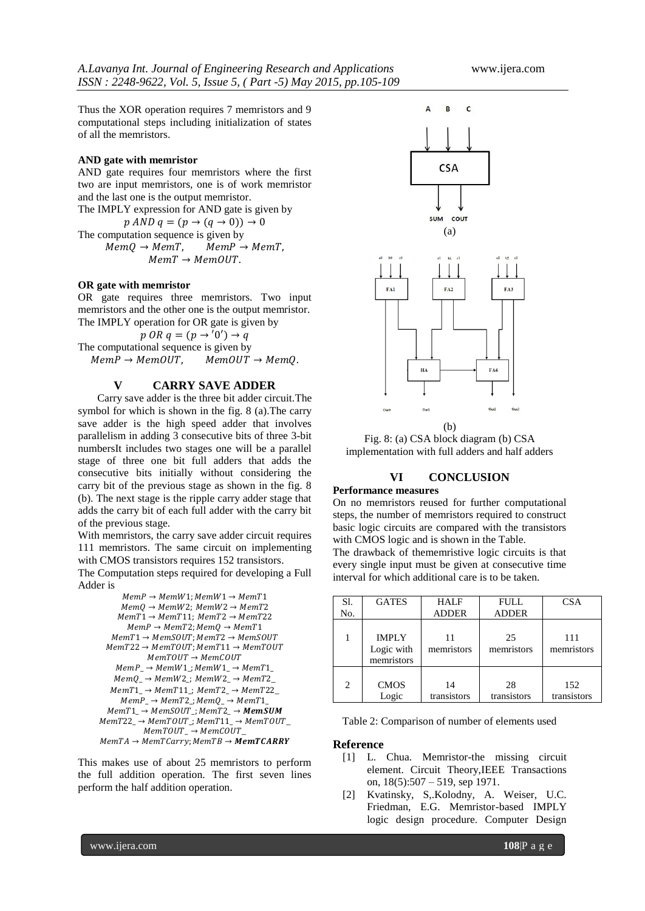Thus the XOR operation requires 7 memristors and 9 computational steps including initialization of states of all the memristors.

#### AND gate with memristor

AND gate requires four memristors where the first two are input memristors, one is of work memristor and the last one is the output memristor.

The IMPLY expression for AND gate is given by

$$p\ AND\ q = (p \rightarrow (q \rightarrow 0)) \rightarrow 0$$

The computation sequence is given by

$$MemQ \rightarrow MemT, \quad MemP \rightarrow MemT,$$
$$MemT \rightarrow MemOUT.$$

#### OR gate with memristor

OR gate requires three memristors. Two input memristors and the other one is the output memristor. The IMPLY operation for OR gate is given by

$$p\ OR\ q = (p \rightarrow '0') \rightarrow q$$

The computational sequence is given by

$$MemP \rightarrow MemOUT, \quad MemOUT \rightarrow MemQ.$$

## V CARRY SAVE ADDER

Carry save adder is the three bit adder circuit.The symbol for which is shown in the fig. 8 (a).The carry save adder is the high speed adder that involves parallelism in adding 3 consecutive bits of three 3-bit numbersIt includes two stages one will be a parallel stage of three one bit full adders that adds the consecutive bits initially without considering the carry bit of the previous stage as shown in the fig. 8 (b). The next stage is the ripple carry adder stage that adds the carry bit of each full adder with the carry bit of the previous stage.

With memristors, the carry save adder circuit requires 111 memristors. The same circuit on implementing with CMOS transistors requires 152 transistors.

The Computation steps required for developing a Full Adder is

$$MemP \rightarrow MemW1; MemW1 \rightarrow MemT1$$
$$MemQ \rightarrow MemW2;\ MemW2 \rightarrow MemT2$$
$$MemT1 \rightarrow MemT11;\ MemT2 \rightarrow MemT22$$
$$MemP \rightarrow MemT2; MemQ \rightarrow MemT1$$
$$MemT1 \rightarrow MemSOUT; MemT2 \rightarrow MemSOUT$$
$$MemT22 \rightarrow MemTOUT; MemT11 \rightarrow MemTOUT$$
$$MemTOUT \rightarrow MemCOUT$$
$$MemP\_ \rightarrow MemW1\_; MemW1\_ \rightarrow MemT1\_$$
$$MemQ\_ \rightarrow MemW2\_;\ MemW2\_ \rightarrow MemT2\_$$
$$MemT1\_ \rightarrow MemT11\_;\ MemT2\_ \rightarrow MemT22\_$$
$$MemP\_ \rightarrow MemT2\_; MemQ\_ \rightarrow MemT1\_$$
$$MemT1\_ \rightarrow MemSOUT\_; MemT2\_ \rightarrow \boldsymbol{MemSUM}$$
$$MemT22\_ \rightarrow MemTOUT\_; MemT11\_ \rightarrow MemTOUT\_$$
$$MemTOUT\_ \rightarrow MemCOUT\_$$
$$MemTA \rightarrow MemTCarry; MemTB \rightarrow \boldsymbol{MemTCARRY}$$

This makes use of about 25 memristors to perform the full addition operation. The first seven lines perform the half addition operation.

Fig. 8: (a) CSA block diagram (b) CSA implementation with full adders and half adders

## VI CONCLUSION

#### Performance measures

On no memristors reused for further computational steps, the number of memristors required to construct basic logic circuits are compared with the transistors with CMOS logic and is shown in the Table.

The drawback of thememristive logic circuits is that every single input must be given at consecutive time interval for which additional care is to be taken.

| Sl. No. | GATES | HALF ADDER | FULL ADDER | CSA |
|---|---|---|---|---|
| 1 | IMPLY Logic with memristors | 11 memristors | 25 memristors | 111 memristors |
| 2 | CMOS Logic | 14 transistors | 28 transistors | 152 transistors |

Table 2: Comparison of number of elements used

#### Reference

[1] L. Chua. Memristor-the missing circuit element. Circuit Theory,IEEE Transactions on, 18(5):507 – 519, sep 1971.

[2] Kvatinsky, S,.Kolodny, A. Weiser, U.C. Friedman, E.G. Memristor-based IMPLY logic design procedure. Computer Design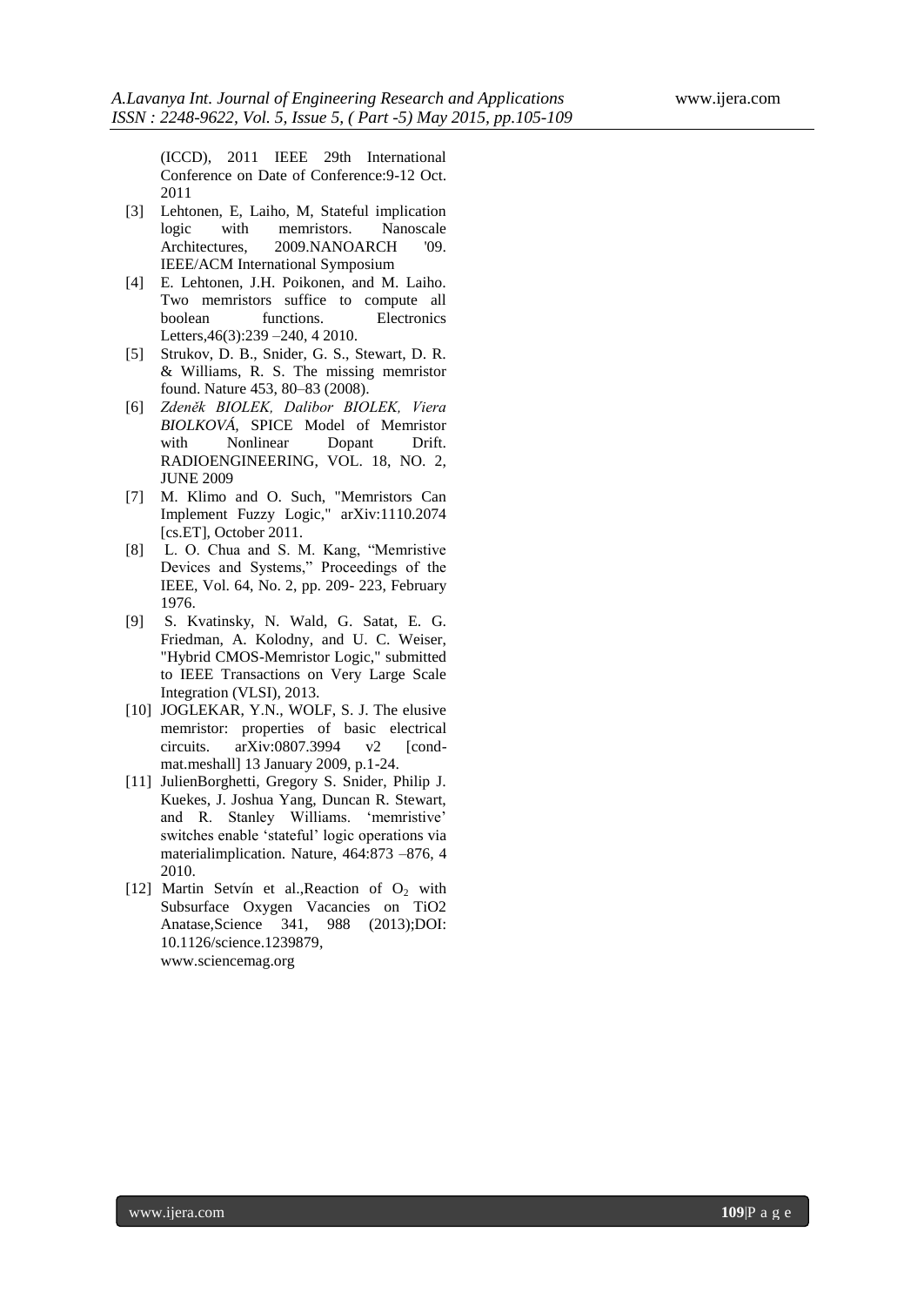(ICCD), 2011 IEEE 29th International Conference on Date of Conference:9-12 Oct. 2011

[3] Lehtonen, E, Laiho, M, Stateful implication logic with memristors. Nanoscale Architectures, 2009.NANOARCH '09. IEEE/ACM International Symposium

[4] E. Lehtonen, J.H. Poikonen, and M. Laiho. Two memristors suffice to compute all boolean functions. Electronics Letters,46(3):239 –240, 4 2010.

[5] Strukov, D. B., Snider, G. S., Stewart, D. R. & Williams, R. S. The missing memristor found. Nature 453, 80–83 (2008).

[6] *Zdeněk BIOLEK, Dalibor BIOLEK, Viera BIOLKOVÁ*, SPICE Model of Memristor with Nonlinear Dopant Drift. RADIOENGINEERING, VOL. 18, NO. 2, JUNE 2009

[7] M. Klimo and O. Such, "Memristors Can Implement Fuzzy Logic," arXiv:1110.2074 [cs.ET], October 2011.

[8] L. O. Chua and S. M. Kang, "Memristive Devices and Systems," Proceedings of the IEEE, Vol. 64, No. 2, pp. 209- 223, February 1976.

[9] S. Kvatinsky, N. Wald, G. Satat, E. G. Friedman, A. Kolodny, and U. C. Weiser, "Hybrid CMOS-Memristor Logic," submitted to IEEE Transactions on Very Large Scale Integration (VLSI), 2013.

[10] JOGLEKAR, Y.N., WOLF, S. J. The elusive memristor: properties of basic electrical circuits. arXiv:0807.3994 v2 [cond-mat.meshall] 13 January 2009, p.1-24.

[11] JulienBorghetti, Gregory S. Snider, Philip J. Kuekes, J. Joshua Yang, Duncan R. Stewart, and R. Stanley Williams. 'memristive' switches enable 'stateful' logic operations via materialimplication. Nature, 464:873 –876, 4 2010.

[12] Martin Setvín et al.,Reaction of $O_2$ with Subsurface Oxygen Vacancies on TiO2 Anatase,Science 341, 988 (2013);DOI: 10.1126/science.1239879, www.sciencemag.org